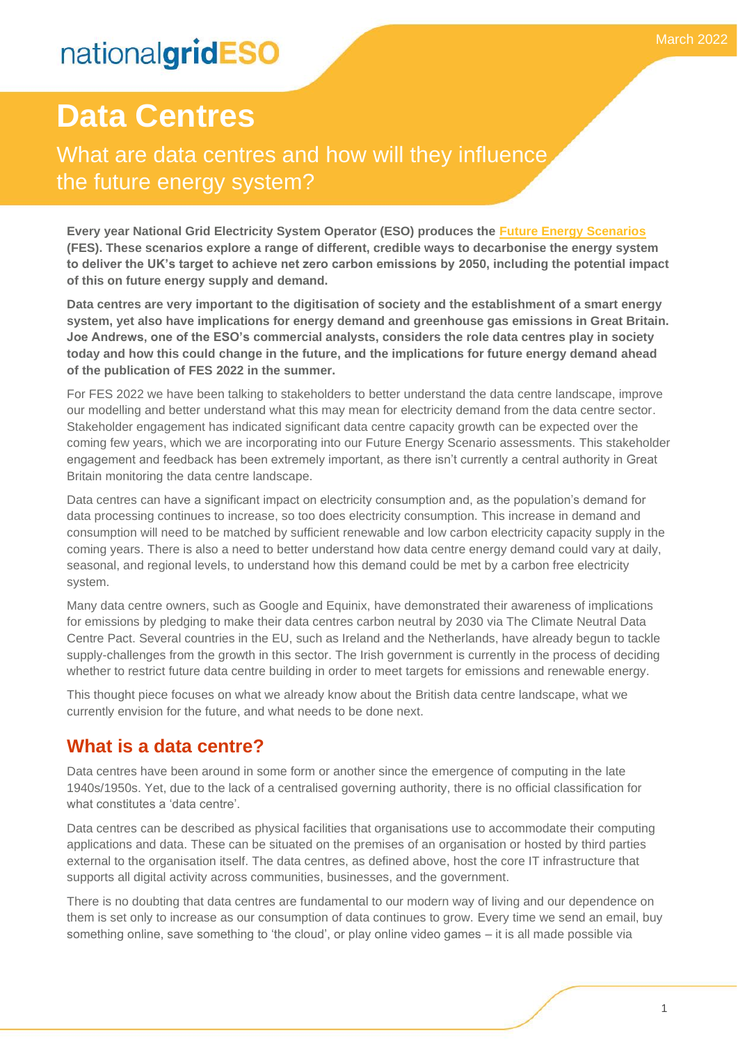nationalgridESO

March 2022

# Data Centres

## What are data centres and how will they influence the future energy system?

**Every year National Grid Electricity System Operator (ESO) produces the Future Energy Scenarios (FES). These scenarios explore a range of different, credible ways to decarbonise the energy system to deliver the UK's target to achieve net zero carbon emissions by 2050, including the potential impact of this on future energy supply and demand.**

**Data centres are very important to the digitisation of society and the establishment of a smart energy system, yet also have implications for energy demand and greenhouse gas emissions in Great Britain. Joe Andrews, one of the ESO's commercial analysts, considers the role data centres play in society today and how this could change in the future, and the implications for future energy demand ahead of the publication of FES 2022 in the summer.**

For FES 2022 we have been talking to stakeholders to better understand the data centre landscape, improve our modelling and better understand what this may mean for electricity demand from the data centre sector. Stakeholder engagement has indicated significant data centre capacity growth can be expected over the coming few years, which we are incorporating into our Future Energy Scenario assessments. This stakeholder engagement and feedback has been extremely important, as there isn't currently a central authority in Great Britain monitoring the data centre landscape.

Data centres can have a significant impact on electricity consumption and, as the population's demand for data processing continues to increase, so too does electricity consumption. This increase in demand and consumption will need to be matched by sufficient renewable and low carbon electricity capacity supply in the coming years. There is also a need to better understand how data centre energy demand could vary at daily, seasonal, and regional levels, to understand how this demand could be met by a carbon free electricity system.

Many data centre owners, such as Google and Equinix, have demonstrated their awareness of implications for emissions by pledging to make their data centres carbon neutral by 2030 via The Climate Neutral Data Centre Pact. Several countries in the EU, such as Ireland and the Netherlands, have already begun to tackle supply-challenges from the growth in this sector. The Irish government is currently in the process of deciding whether to restrict future data centre building in order to meet targets for emissions and renewable energy.

This thought piece focuses on what we already know about the British data centre landscape, what we currently envision for the future, and what needs to be done next.

## What is a data centre?

Data centres have been around in some form or another since the emergence of computing in the late 1940s/1950s. Yet, due to the lack of a centralised governing authority, there is no official classification for what constitutes a 'data centre'.

Data centres can be described as physical facilities that organisations use to accommodate their computing applications and data. These can be situated on the premises of an organisation or hosted by third parties external to the organisation itself. The data centres, as defined above, host the core IT infrastructure that supports all digital activity across communities, businesses, and the government.

There is no doubting that data centres are fundamental to our modern way of living and our dependence on them is set only to increase as our consumption of data continues to grow. Every time we send an email, buy something online, save something to 'the cloud', or play online video games – it is all made possible via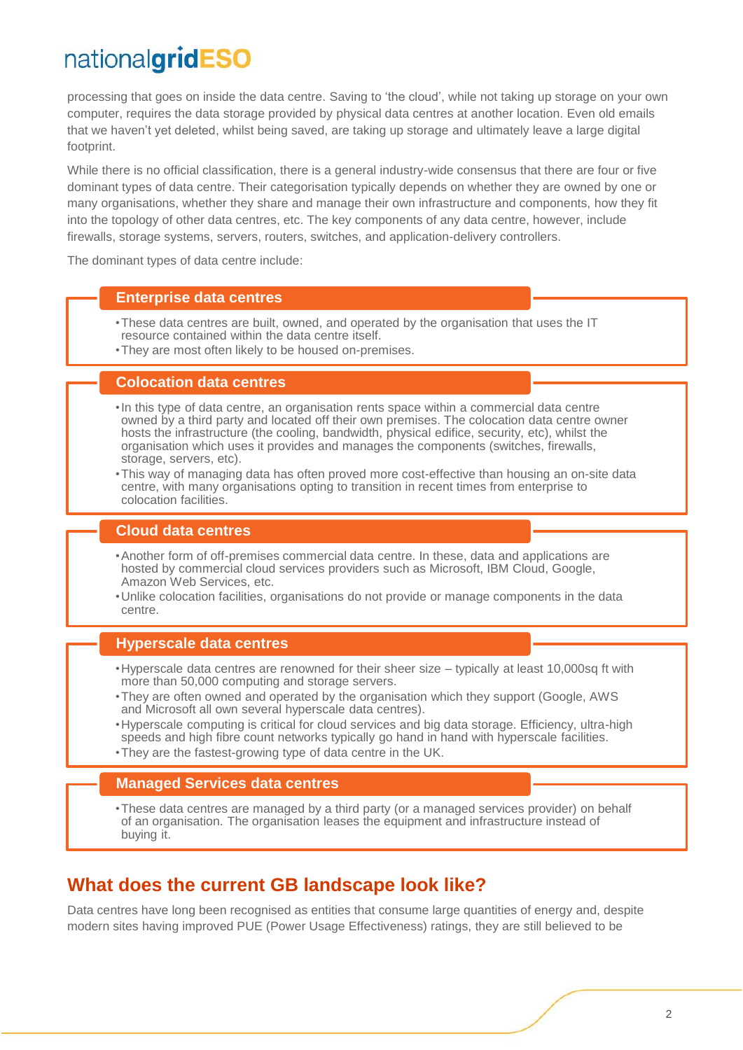processing that goes on inside the data centre. Saving to 'the cloud', while not taking up storage on your own computer, requires the data storage provided by physical data centres at another location. Even old emails that we haven't yet deleted, whilst being saved, are taking up storage and ultimately leave a large digital footprint.

While there is no official classification, there is a general industry-wide consensus that there are four or five dominant types of data centre. Their categorisation typically depends on whether they are owned by one or many organisations, whether they share and manage their own infrastructure and components, how they fit into the topology of other data centres, etc. The key components of any data centre, however, include firewalls, storage systems, servers, routers, switches, and application-delivery controllers.

The dominant types of data centre include:

**Enterprise data centres**

- These data centres are built, owned, and operated by the organisation that uses the IT resource contained within the data centre itself.
- They are most often likely to be housed on-premises.

**Colocation data centres**

- In this type of data centre, an organisation rents space within a commercial data centre owned by a third party and located off their own premises. The colocation data centre owner hosts the infrastructure (the cooling, bandwidth, physical edifice, security, etc), whilst the organisation which uses it provides and manages the components (switches, firewalls, storage, servers, etc).
- This way of managing data has often proved more cost-effective than housing an on-site data centre, with many organisations opting to transition in recent times from enterprise to colocation facilities.

**Cloud data centres**

- Another form of off-premises commercial data centre. In these, data and applications are hosted by commercial cloud services providers such as Microsoft, IBM Cloud, Google, Amazon Web Services, etc.
- Unlike colocation facilities, organisations do not provide or manage components in the data centre.

**Hyperscale data centres**

- Hyperscale data centres are renowned for their sheer size – typically at least 10,000sq ft with more than 50,000 computing and storage servers.
- They are often owned and operated by the organisation which they support (Google, AWS and Microsoft all own several hyperscale data centres).
- Hyperscale computing is critical for cloud services and big data storage. Efficiency, ultra-high speeds and high fibre count networks typically go hand in hand with hyperscale facilities.
- They are the fastest-growing type of data centre in the UK.

**Managed Services data centres**

- These data centres are managed by a third party (or a managed services provider) on behalf of an organisation. The organisation leases the equipment and infrastructure instead of buying it.

## What does the current GB landscape look like?

Data centres have long been recognised as entities that consume large quantities of energy and, despite modern sites having improved PUE (Power Usage Effectiveness) ratings, they are still believed to be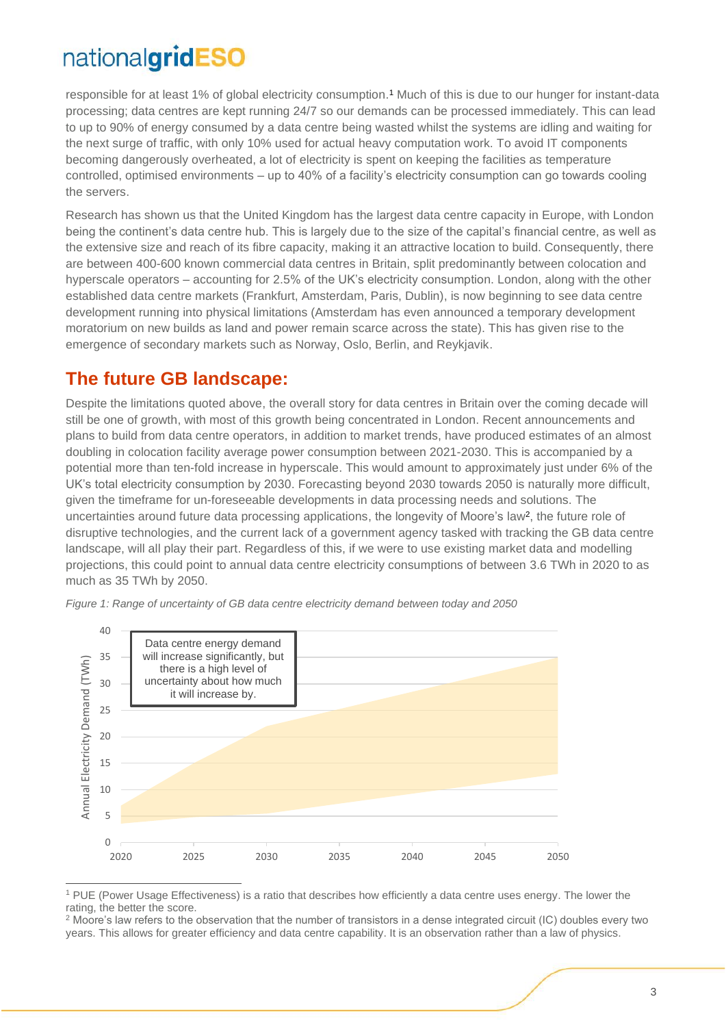responsible for at least 1% of global electricity consumption.[1] Much of this is due to our hunger for instant-data processing; data centres are kept running 24/7 so our demands can be processed immediately. This can lead to up to 90% of energy consumed by a data centre being wasted whilst the systems are idling and waiting for the next surge of traffic, with only 10% used for actual heavy computation work. To avoid IT components becoming dangerously overheated, a lot of electricity is spent on keeping the facilities as temperature controlled, optimised environments – up to 40% of a facility's electricity consumption can go towards cooling the servers.

Research has shown us that the United Kingdom has the largest data centre capacity in Europe, with London being the continent's data centre hub. This is largely due to the size of the capital's financial centre, as well as the extensive size and reach of its fibre capacity, making it an attractive location to build. Consequently, there are between 400-600 known commercial data centres in Britain, split predominantly between colocation and hyperscale operators – accounting for 2.5% of the UK's electricity consumption. London, along with the other established data centre markets (Frankfurt, Amsterdam, Paris, Dublin), is now beginning to see data centre development running into physical limitations (Amsterdam has even announced a temporary development moratorium on new builds as land and power remain scarce across the state). This has given rise to the emergence of secondary markets such as Norway, Oslo, Berlin, and Reykjavik.

## The future GB landscape:

Despite the limitations quoted above, the overall story for data centres in Britain over the coming decade will still be one of growth, with most of this growth being concentrated in London. Recent announcements and plans to build from data centre operators, in addition to market trends, have produced estimates of an almost doubling in colocation facility average power consumption between 2021-2030. This is accompanied by a potential more than ten-fold increase in hyperscale. This would amount to approximately just under 6% of the UK's total electricity consumption by 2030. Forecasting beyond 2030 towards 2050 is naturally more difficult, given the timeframe for un-foreseeable developments in data processing needs and solutions. The uncertainties around future data processing applications, the longevity of Moore's law[2], the future role of disruptive technologies, and the current lack of a government agency tasked with tracking the GB data centre landscape, will all play their part. Regardless of this, if we were to use existing market data and modelling projections, this could point to annual data centre electricity consumptions of between 3.6 TWh in 2020 to as much as 35 TWh by 2050.

*Figure 1: Range of uncertainty of GB data centre electricity demand between today and 2050*

Data centre energy demand will increase significantly, but there is a high level of uncertainty about how much it will increase by.

[1] PUE (Power Usage Effectiveness) is a ratio that describes how efficiently a data centre uses energy. The lower the rating, the better the score.

[2] Moore's law refers to the observation that the number of transistors in a dense integrated circuit (IC) doubles every two years. This allows for greater efficiency and data centre capability. It is an observation rather than a law of physics.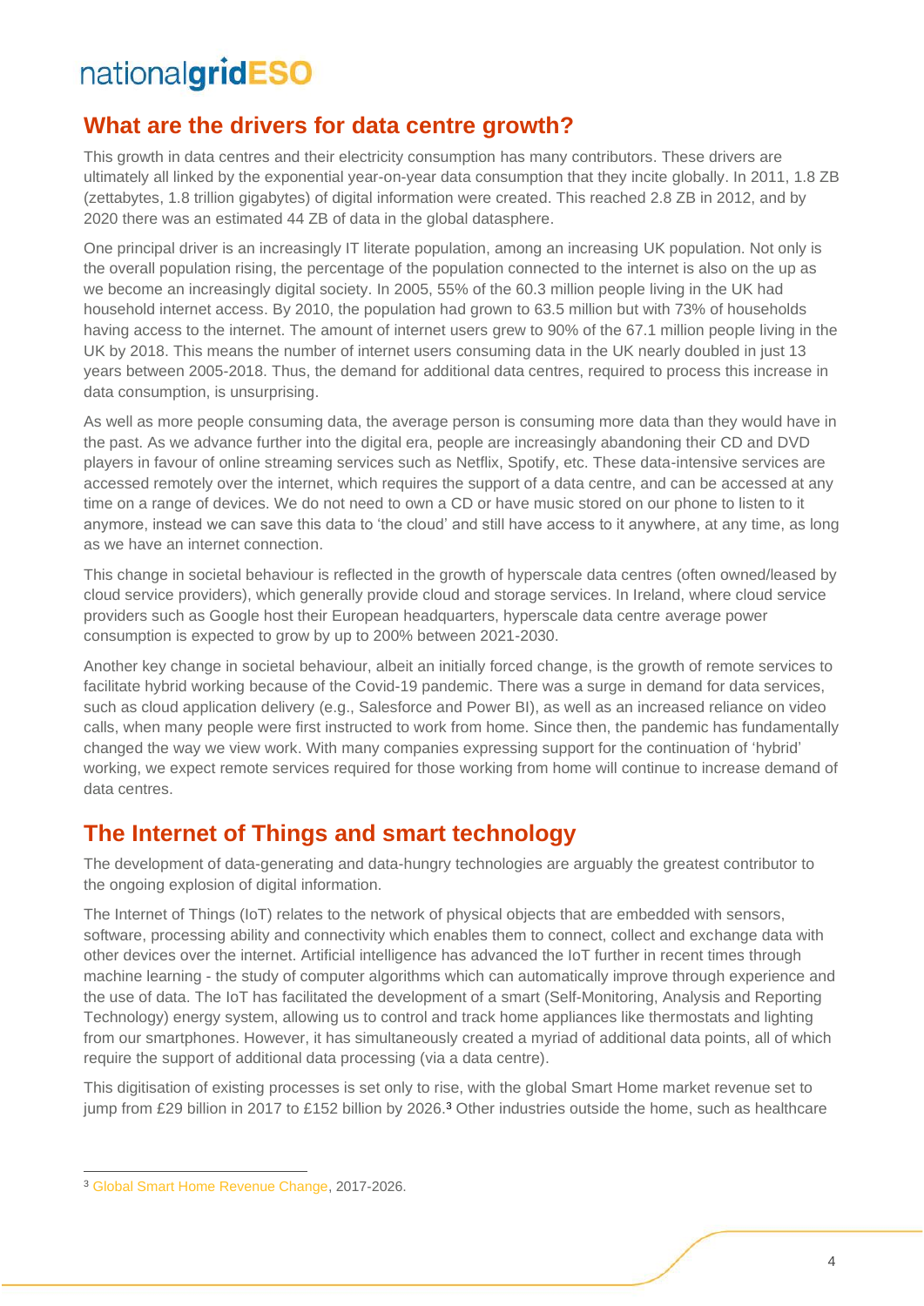## What are the drivers for data centre growth?

This growth in data centres and their electricity consumption has many contributors. These drivers are ultimately all linked by the exponential year-on-year data consumption that they incite globally. In 2011, 1.8 ZB (zettabytes, 1.8 trillion gigabytes) of digital information were created. This reached 2.8 ZB in 2012, and by 2020 there was an estimated 44 ZB of data in the global datasphere.

One principal driver is an increasingly IT literate population, among an increasing UK population. Not only is the overall population rising, the percentage of the population connected to the internet is also on the up as we become an increasingly digital society. In 2005, 55% of the 60.3 million people living in the UK had household internet access. By 2010, the population had grown to 63.5 million but with 73% of households having access to the internet. The amount of internet users grew to 90% of the 67.1 million people living in the UK by 2018. This means the number of internet users consuming data in the UK nearly doubled in just 13 years between 2005-2018. Thus, the demand for additional data centres, required to process this increase in data consumption, is unsurprising.

As well as more people consuming data, the average person is consuming more data than they would have in the past. As we advance further into the digital era, people are increasingly abandoning their CD and DVD players in favour of online streaming services such as Netflix, Spotify, etc. These data-intensive services are accessed remotely over the internet, which requires the support of a data centre, and can be accessed at any time on a range of devices. We do not need to own a CD or have music stored on our phone to listen to it anymore, instead we can save this data to 'the cloud' and still have access to it anywhere, at any time, as long as we have an internet connection.

This change in societal behaviour is reflected in the growth of hyperscale data centres (often owned/leased by cloud service providers), which generally provide cloud and storage services. In Ireland, where cloud service providers such as Google host their European headquarters, hyperscale data centre average power consumption is expected to grow by up to 200% between 2021-2030.

Another key change in societal behaviour, albeit an initially forced change, is the growth of remote services to facilitate hybrid working because of the Covid-19 pandemic. There was a surge in demand for data services, such as cloud application delivery (e.g., Salesforce and Power BI), as well as an increased reliance on video calls, when many people were first instructed to work from home. Since then, the pandemic has fundamentally changed the way we view work. With many companies expressing support for the continuation of 'hybrid' working, we expect remote services required for those working from home will continue to increase demand of data centres.

## The Internet of Things and smart technology

The development of data-generating and data-hungry technologies are arguably the greatest contributor to the ongoing explosion of digital information.

The Internet of Things (IoT) relates to the network of physical objects that are embedded with sensors, software, processing ability and connectivity which enables them to connect, collect and exchange data with other devices over the internet. Artificial intelligence has advanced the IoT further in recent times through machine learning - the study of computer algorithms which can automatically improve through experience and the use of data. The IoT has facilitated the development of a smart (Self-Monitoring, Analysis and Reporting Technology) energy system, allowing us to control and track home appliances like thermostats and lighting from our smartphones. However, it has simultaneously created a myriad of additional data points, all of which require the support of additional data processing (via a data centre).

This digitisation of existing processes is set only to rise, with the global Smart Home market revenue set to jump from £29 billion in 2017 to £152 billion by 2026.[3] Other industries outside the home, such as healthcare

[3] Global Smart Home Revenue Change, 2017-2026.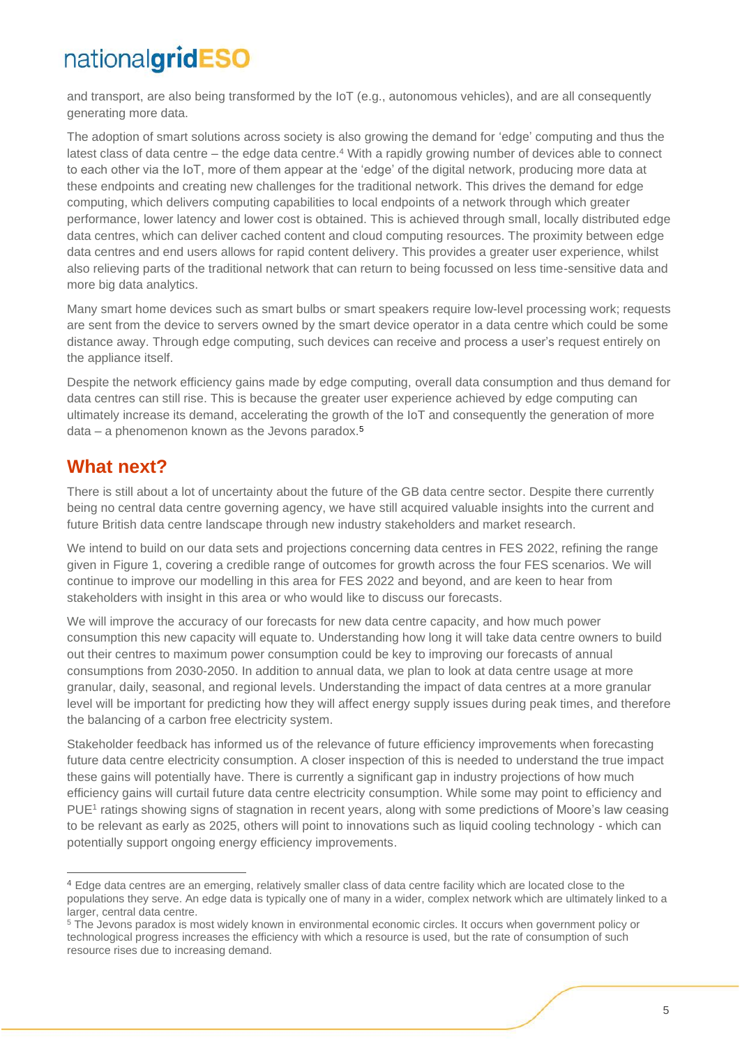and transport, are also being transformed by the IoT (e.g., autonomous vehicles), and are all consequently generating more data.

The adoption of smart solutions across society is also growing the demand for 'edge' computing and thus the latest class of data centre – the edge data centre.[4] With a rapidly growing number of devices able to connect to each other via the IoT, more of them appear at the 'edge' of the digital network, producing more data at these endpoints and creating new challenges for the traditional network. This drives the demand for edge computing, which delivers computing capabilities to local endpoints of a network through which greater performance, lower latency and lower cost is obtained. This is achieved through small, locally distributed edge data centres, which can deliver cached content and cloud computing resources. The proximity between edge data centres and end users allows for rapid content delivery. This provides a greater user experience, whilst also relieving parts of the traditional network that can return to being focussed on less time-sensitive data and more big data analytics.

Many smart home devices such as smart bulbs or smart speakers require low-level processing work; requests are sent from the device to servers owned by the smart device operator in a data centre which could be some distance away. Through edge computing, such devices can receive and process a user's request entirely on the appliance itself.

Despite the network efficiency gains made by edge computing, overall data consumption and thus demand for data centres can still rise. This is because the greater user experience achieved by edge computing can ultimately increase its demand, accelerating the growth of the IoT and consequently the generation of more data – a phenomenon known as the Jevons paradox.[5]

## What next?

There is still about a lot of uncertainty about the future of the GB data centre sector. Despite there currently being no central data centre governing agency, we have still acquired valuable insights into the current and future British data centre landscape through new industry stakeholders and market research.

We intend to build on our data sets and projections concerning data centres in FES 2022, refining the range given in Figure 1, covering a credible range of outcomes for growth across the four FES scenarios. We will continue to improve our modelling in this area for FES 2022 and beyond, and are keen to hear from stakeholders with insight in this area or who would like to discuss our forecasts.

We will improve the accuracy of our forecasts for new data centre capacity, and how much power consumption this new capacity will equate to. Understanding how long it will take data centre owners to build out their centres to maximum power consumption could be key to improving our forecasts of annual consumptions from 2030-2050. In addition to annual data, we plan to look at data centre usage at more granular, daily, seasonal, and regional levels. Understanding the impact of data centres at a more granular level will be important for predicting how they will affect energy supply issues during peak times, and therefore the balancing of a carbon free electricity system.

Stakeholder feedback has informed us of the relevance of future efficiency improvements when forecasting future data centre electricity consumption. A closer inspection of this is needed to understand the true impact these gains will potentially have. There is currently a significant gap in industry projections of how much efficiency gains will curtail future data centre electricity consumption. While some may point to efficiency and PUE[1] ratings showing signs of stagnation in recent years, along with some predictions of Moore's law ceasing to be relevant as early as 2025, others will point to innovations such as liquid cooling technology - which can potentially support ongoing energy efficiency improvements.

---

[4] Edge data centres are an emerging, relatively smaller class of data centre facility which are located close to the populations they serve. An edge data is typically one of many in a wider, complex network which are ultimately linked to a larger, central data centre.

[5] The Jevons paradox is most widely known in environmental economic circles. It occurs when government policy or technological progress increases the efficiency with which a resource is used, but the rate of consumption of such resource rises due to increasing demand.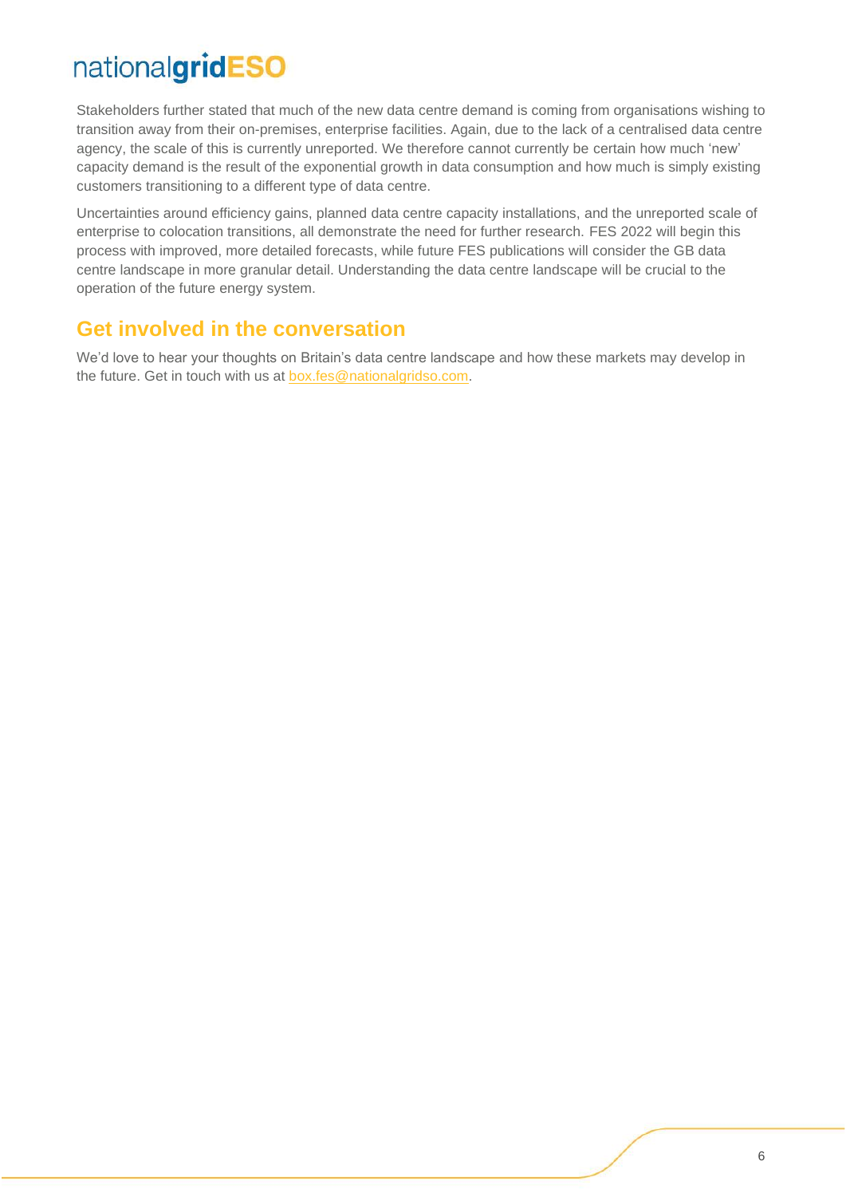Stakeholders further stated that much of the new data centre demand is coming from organisations wishing to transition away from their on-premises, enterprise facilities. Again, due to the lack of a centralised data centre agency, the scale of this is currently unreported. We therefore cannot currently be certain how much 'new' capacity demand is the result of the exponential growth in data consumption and how much is simply existing customers transitioning to a different type of data centre.

Uncertainties around efficiency gains, planned data centre capacity installations, and the unreported scale of enterprise to colocation transitions, all demonstrate the need for further research. FES 2022 will begin this process with improved, more detailed forecasts, while future FES publications will consider the GB data centre landscape in more granular detail. Understanding the data centre landscape will be crucial to the operation of the future energy system.

## Get involved in the conversation

We'd love to hear your thoughts on Britain's data centre landscape and how these markets may develop in the future. Get in touch with us at box.fes@nationalgridso.com.